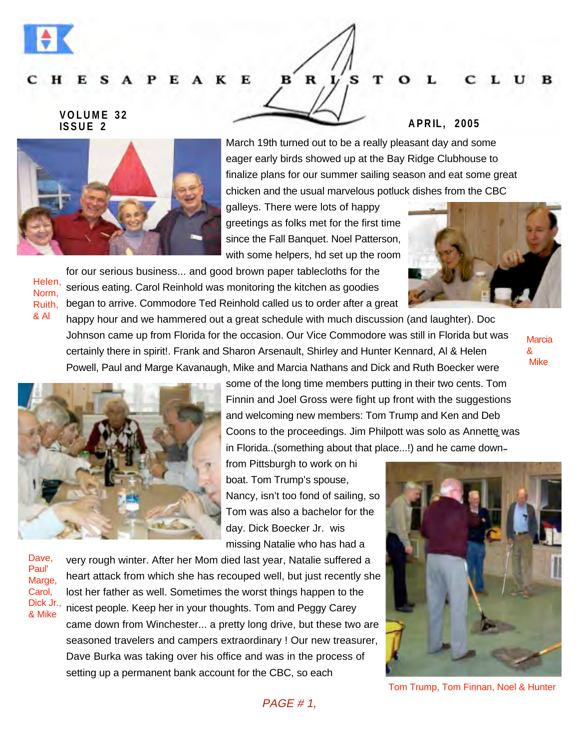# CHESAPEAKE BRISTOL CLUB

**VOLUME 32**
**ISSUE 2**

**APRIL, 2005**

March 19th turned out to be a really pleasant day and some eager early birds showed up at the Bay Ridge Clubhouse to finalize plans for our summer sailing season and eat some great chicken and the usual marvelous potluck dishes from the CBC galleys. There were lots of happy greetings as folks met for the first time since the Fall Banquet. Noel Patterson, with some helpers, hd set up the room for our serious business... and good brown paper tablecloths for the serious eating. Carol Reinhold was monitoring the kitchen as goodies began to arrive. Commodore Ted Reinhold called us to order after a great happy hour and we hammered out a great schedule with much discussion (and laughter). Doc Johnson came up from Florida for the occasion. Our Vice Commodore was still in Florida but was certainly there in spirit!. Frank and Sharon Arsenault, Shirley and Hunter Kennard, Al & Helen Powell, Paul and Marge Kavanaugh, Mike and Marcia Nathans and Dick and Ruth Boecker were some of the long time members putting in their two cents. Tom Finnin and Joel Gross were fight up front with the suggestions and welcoming new members: Tom Trump and Ken and Deb Coons to the proceedings. Jim Philpott was solo as Annette was in Florida..(something about that place...!) and he came down from Pittsburgh to work on hi boat. Tom Trump's spouse, Nancy, isn't too fond of sailing, so Tom was also a bachelor for the day. Dick Boecker Jr. wis missing Natalie who has had a very rough winter. After her Mom died last year, Natalie suffered a heart attack from which she has recouped well, but just recently she lost her father as well. Sometimes the worst things happen to the nicest people. Keep her in your thoughts. Tom and Peggy Carey came down from Winchester... a pretty long drive, but these two are seasoned travelers and campers extraordinary ! Our new treasurer, Dave Burka was taking over his office and was in the process of setting up a permanent bank account for the CBC, so each

Helen, Norm, Ruith, & Al

Marcia & Mike

Dave, Paul' Marge, Carol, Dick Jr., & Mike

Tom Trump, Tom Finnan, Noel & Hunter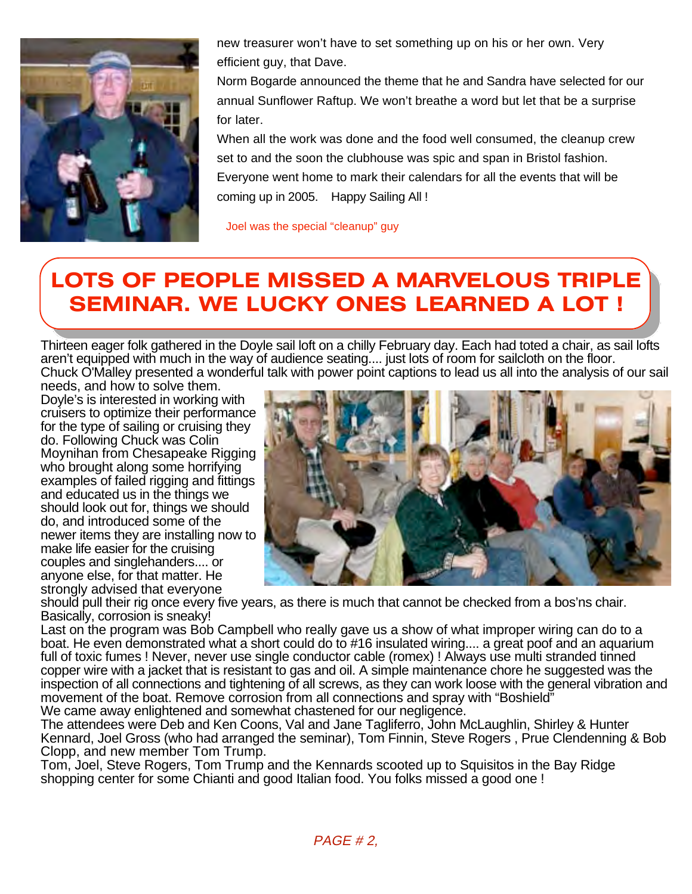new treasurer won't have to set something up on his or her own. Very efficient guy, that Dave.

Norm Bogarde announced the theme that he and Sandra have selected for our annual Sunflower Raftup. We won't breathe a word but let that be a surprise for later.

When all the work was done and the food well consumed, the cleanup crew set to and the soon the clubhouse was spic and span in Bristol fashion. Everyone went home to mark their calendars for all the events that will be coming up in 2005. Happy Sailing All !

Joel was the special "cleanup" guy

## LOTS OF PEOPLE MISSED A MARVELOUS TRIPLE SEMINAR. WE LUCKY ONES LEARNED A LOT !

Thirteen eager folk gathered in the Doyle sail loft on a chilly February day. Each had toted a chair, as sail lofts aren't equipped with much in the way of audience seating.... just lots of room for sailcloth on the floor.

Chuck O'Malley presented a wonderful talk with power point captions to lead us all into the analysis of our sail needs, and how to solve them.

Doyle's is interested in working with cruisers to optimize their performance for the type of sailing or cruising they do. Following Chuck was Colin Moynihan from Chesapeake Rigging who brought along some horrifying examples of failed rigging and fittings and educated us in the things we should look out for, things we should do, and introduced some of the newer items they are installing now to make life easier for the cruising couples and singlehanders.... or anyone else, for that matter. He strongly advised that everyone should pull their rig once every five years, as there is much that cannot be checked from a bos'ns chair. Basically, corrosion is sneaky!

Last on the program was Bob Campbell who really gave us a show of what improper wiring can do to a boat. He even demonstrated what a short could do to #16 insulated wiring.... a great poof and an aquarium full of toxic fumes ! Never, never use single conductor cable (romex) ! Always use multi stranded tinned copper wire with a jacket that is resistant to gas and oil. A simple maintenance chore he suggested was the inspection of all connections and tightening of all screws, as they can work loose with the general vibration and movement of the boat. Remove corrosion from all connections and spray with "Boshield"

We came away enlightened and somewhat chastened for our negligence.

The attendees were Deb and Ken Coons, Val and Jane Tagliferro, John McLaughlin, Shirley & Hunter Kennard, Joel Gross (who had arranged the seminar), Tom Finnin, Steve Rogers , Prue Clendenning & Bob Clopp, and new member Tom Trump.

Tom, Joel, Steve Rogers, Tom Trump and the Kennards scooted up to Squisitos in the Bay Ridge shopping center for some Chianti and good Italian food. You folks missed a good one !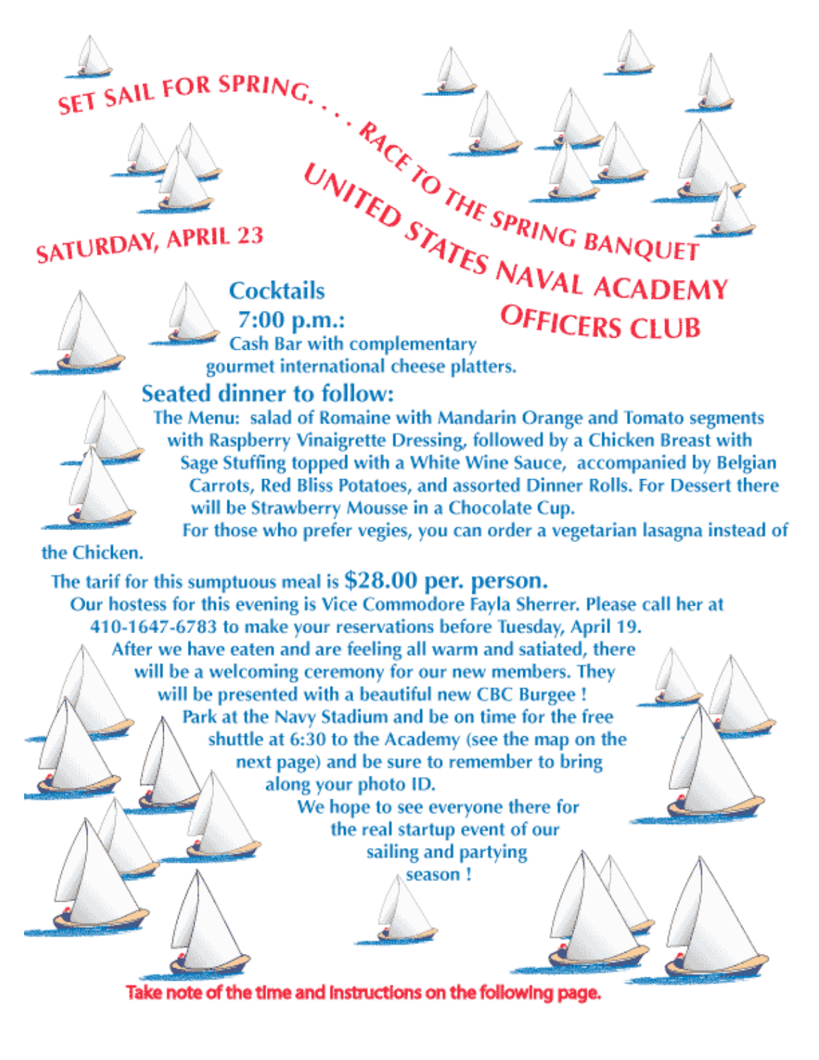# SET SAIL FOR SPRING. . . . RACE TO THE SPRING BANQUET

## UNITED STATES NAVAL ACADEMY OFFICERS CLUB

## SATURDAY, APRIL 23

### Cocktails

### 7:00 p.m.:

Cash Bar with complementary gourmet international cheese platters.

### Seated dinner to follow:

The Menu: salad of Romaine with Mandarin Orange and Tomato segments with Raspberry Vinaigrette Dressing, followed by a Chicken Breast with Sage Stuffing topped with a White Wine Sauce, accompanied by Belgian Carrots, Red Bliss Potatoes, and assorted Dinner Rolls. For Dessert there will be Strawberry Mousse in a Chocolate Cup.

For those who prefer vegies, you can order a vegetarian lasagna instead of the Chicken.

The tarif for this sumptuous meal is **$28.00 per. person.**

Our hostess for this evening is Vice Commodore Fayla Sherrer. Please call her at 410-1647-6783 to make your reservations before Tuesday, April 19.

After we have eaten and are feeling all warm and satiated, there will be a welcoming ceremony for our new members. They will be presented with a beautiful new CBC Burgee !

Park at the Navy Stadium and be on time for the free shuttle at 6:30 to the Academy (see the map on the next page) and be sure to remember to bring along your photo ID.

We hope to see everyone there for the real startup event of our sailing and partying season !

**Take note of the time and instructions on the following page.**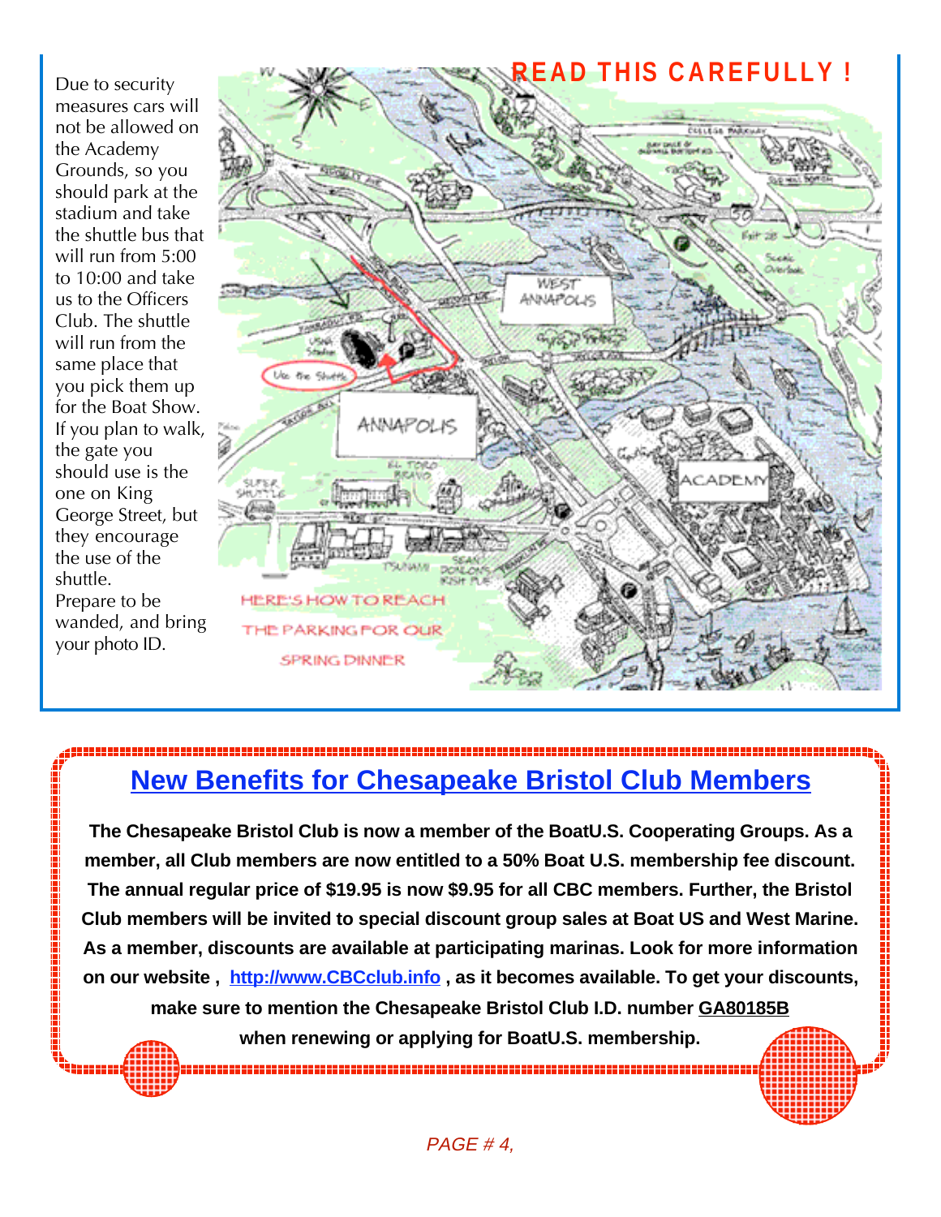Due to security measures cars will not be allowed on the Academy Grounds, so you should park at the stadium and take the shuttle bus that will run from 5:00 to 10:00 and take us to the Officers Club. The shuttle will run from the same place that you pick them up for the Boat Show. If you plan to walk, the gate you should use is the one on King George Street, but they encourage the use of the shuttle.
Prepare to be wanded, and bring your photo ID.

**READ THIS CAREFULLY !**

HERE'S HOW TO REACH THE PARKING FOR OUR SPRING DINNER

## New Benefits for Chesapeake Bristol Club Members

**The Chesapeake Bristol Club is now a member of the BoatU.S. Cooperating Groups. As a member, all Club members are now entitled to a 50% Boat U.S. membership fee discount. The annual regular price of $19.95 is now $9.95 for all CBC members. Further, the Bristol Club members will be invited to special discount group sales at Boat US and West Marine. As a member, discounts are available at participating marinas. Look for more information on our website , http://www.CBCclub.info , as it becomes available. To get your discounts, make sure to mention the Chesapeake Bristol Club I.D. number GA80185B when renewing or applying for BoatU.S. membership.**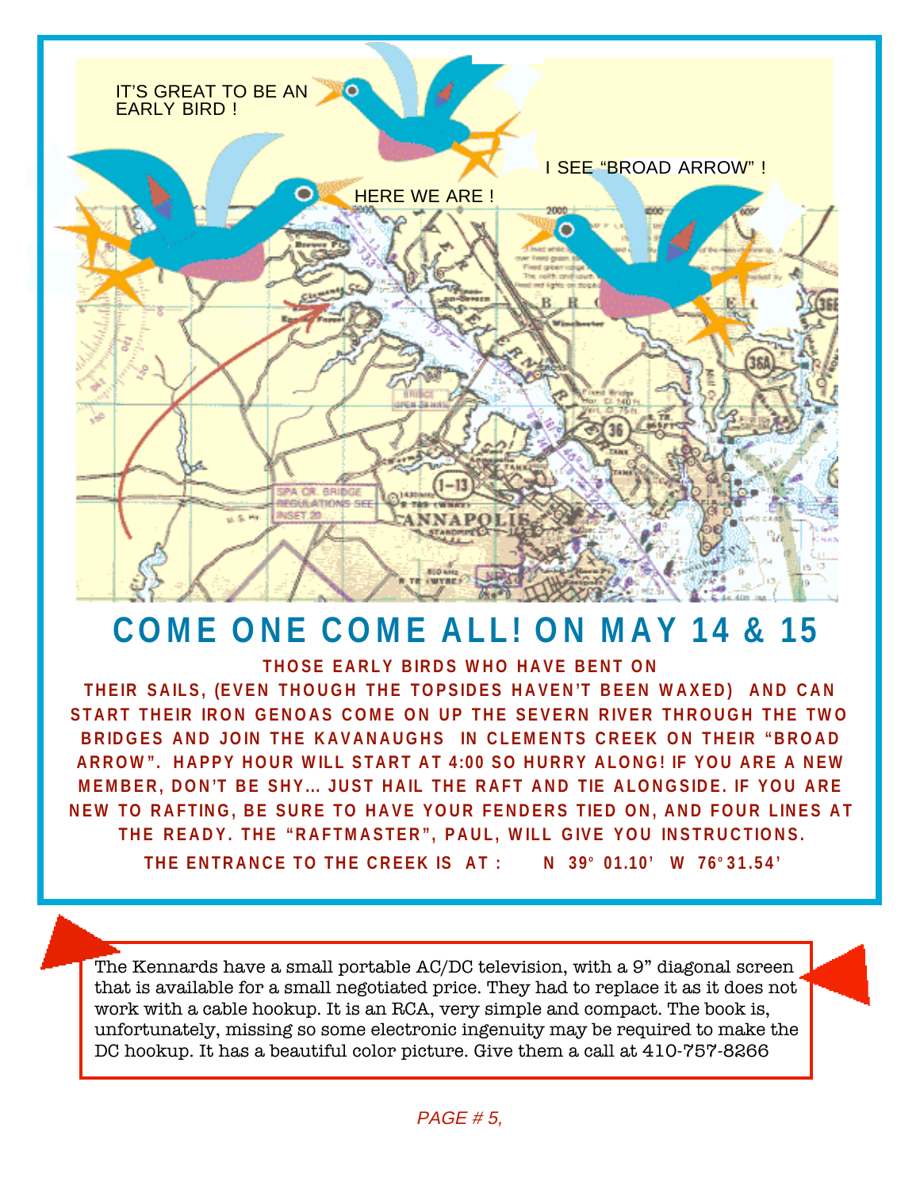IT'S GREAT TO BE AN EARLY BIRD !

HERE WE ARE !

I SEE "BROAD ARROW" !

# COME ONE COME ALL! ON MAY 14 & 15

**THOSE EARLY BIRDS WHO HAVE BENT ON THEIR SAILS, (EVEN THOUGH THE TOPSIDES HAVEN'T BEEN WAXED) AND CAN START THEIR IRON GENOAS COME ON UP THE SEVERN RIVER THROUGH THE TWO BRIDGES AND JOIN THE KAVANAUGHS IN CLEMENTS CREEK ON THEIR "BROAD ARROW". HAPPY HOUR WILL START AT 4:00 SO HURRY ALONG! IF YOU ARE A NEW MEMBER, DON'T BE SHY… JUST HAIL THE RAFT AND TIE ALONGSIDE. IF YOU ARE NEW TO RAFTING, BE SURE TO HAVE YOUR FENDERS TIED ON, AND FOUR LINES AT THE READY. THE "RAFTMASTER", PAUL, WILL GIVE YOU INSTRUCTIONS.**

**THE ENTRANCE TO THE CREEK IS AT : N 39° 01.10' W 76°31.54'**

The Kennards have a small portable AC/DC television, with a 9" diagonal screen that is available for a small negotiated price. They had to replace it as it does not work with a cable hookup. It is an RCA, very simple and compact. The book is, unfortunately, missing so some electronic ingenuity may be required to make the DC hookup. It has a beautiful color picture. Give them a call at 410-757-8266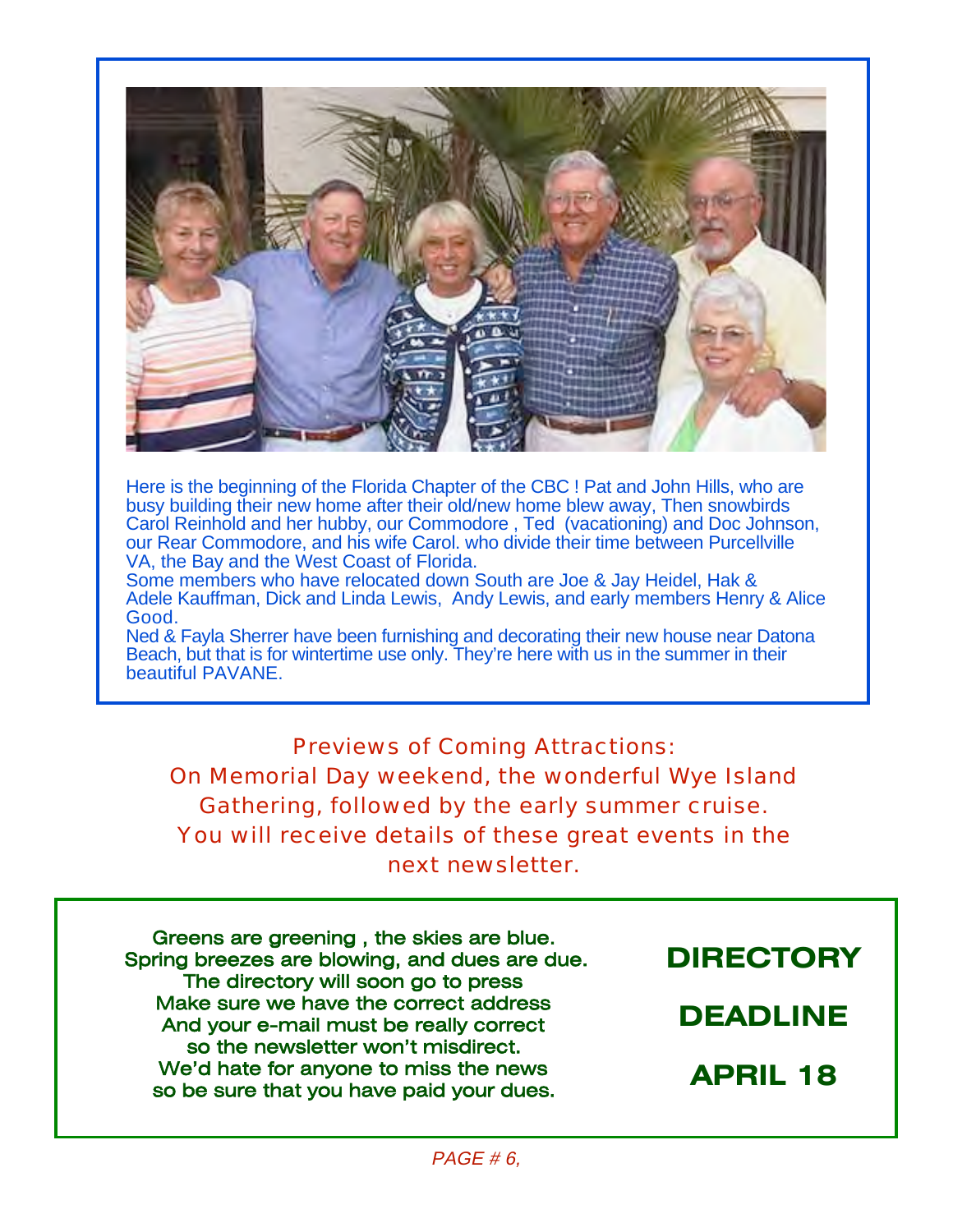Here is the beginning of the Florida Chapter of the CBC ! Pat and John Hills, who are busy building their new home after their old/new home blew away, Then snowbirds Carol Reinhold and her hubby, our Commodore , Ted (vacationing) and Doc Johnson, our Rear Commodore, and his wife Carol. who divide their time between Purcellville VA, the Bay and the West Coast of Florida.

Some members who have relocated down South are Joe & Jay Heidel, Hak & Adele Kauffman, Dick and Linda Lewis, Andy Lewis, and early members Henry & Alice Good.

Ned & Fayla Sherrer have been furnishing and decorating their new house near Datona Beach, but that is for wintertime use only. They're here with us in the summer in their beautiful PAVANE.

Previews of Coming Attractions:
On Memorial Day weekend, the wonderful Wye Island Gathering, followed by the early summer cruise.
You will receive details of these great events in the next newsletter.

**Greens are greening , the skies are blue.**
**Spring breezes are blowing, and dues are due.**
**The directory will soon go to press**
**Make sure we have the correct address**
**And your e-mail must be really correct**
**so the newsletter won't misdirect.**
**We'd hate for anyone to miss the news**
**so be sure that you have paid your dues.**

**DIRECTORY**

**DEADLINE**

**APRIL 18**